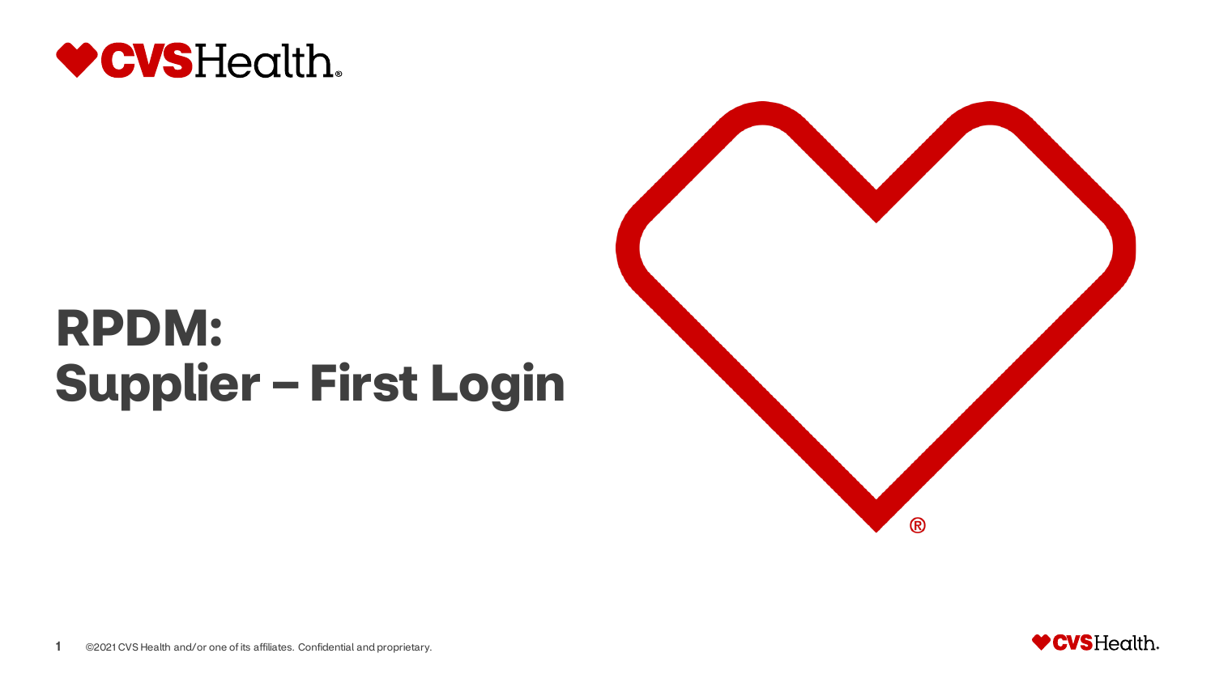# RPDM: Supplier – First Login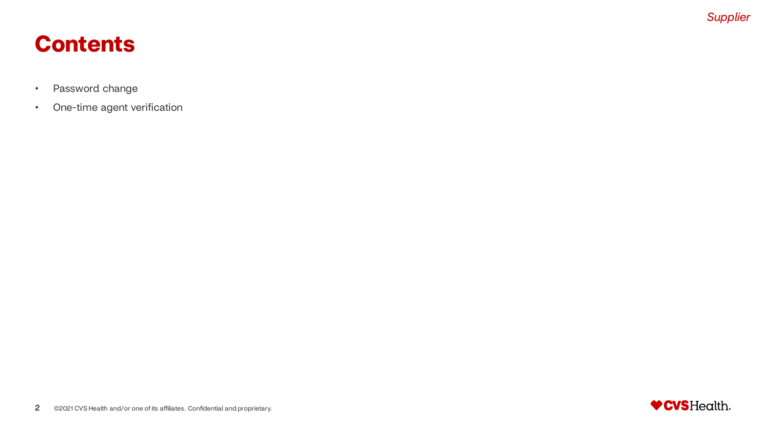# Contents

- Password change
- One-time agent verification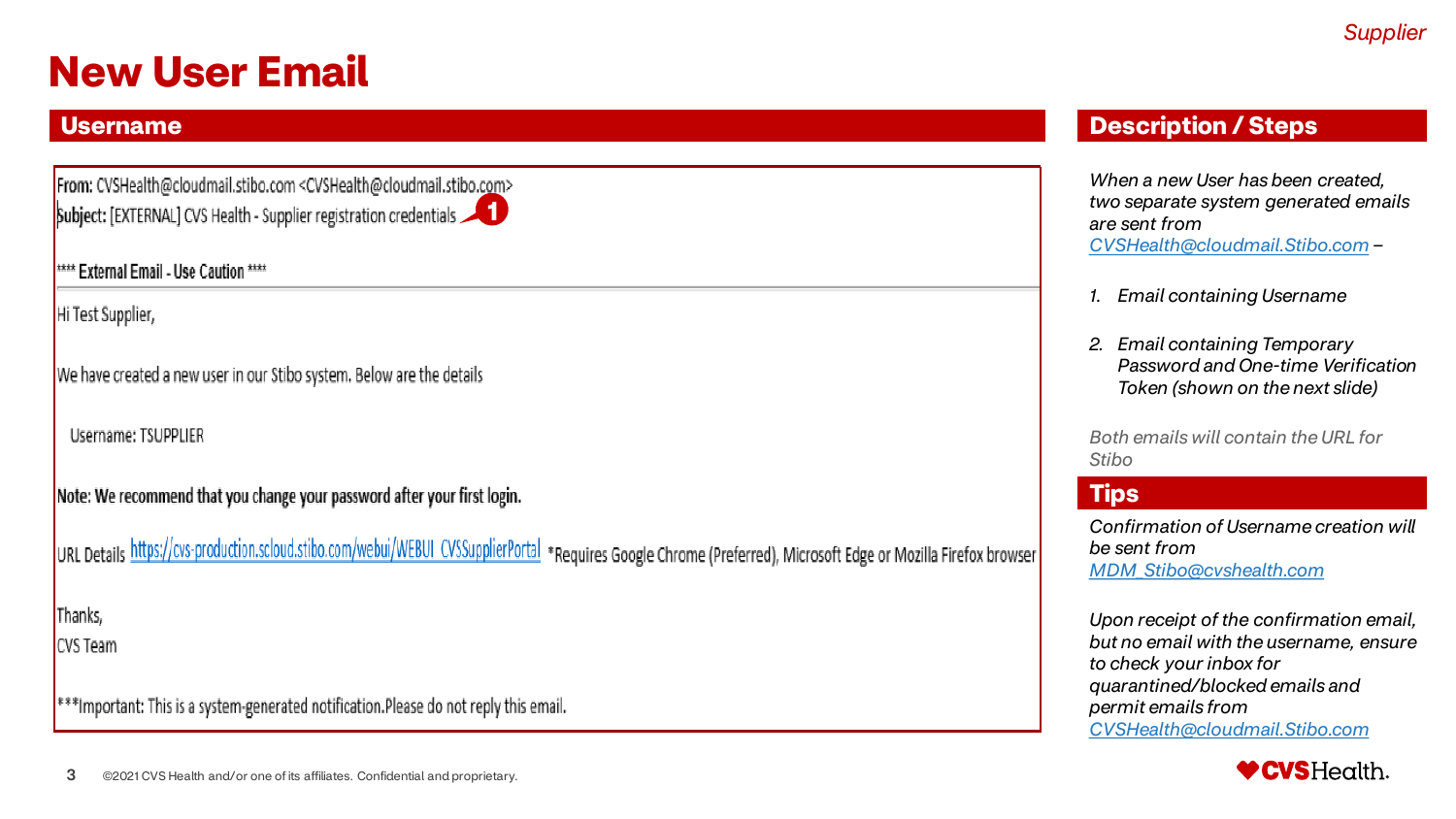# New User Email

## Username

From: CVSHealth@cloudmail.stibo.com <CVSHealth@cloudmail.stibo.com>
Subject: [EXTERNAL] CVS Health - Supplier registration credentials (1)

**** External Email - Use Caution ****

Hi Test Supplier,

We have created a new user in our Stibo system. Below are the details

Username: TSUPPLIER

**Note: We recommend that you change your password after your first login.**

URL Details https://cvs-production.scloud.stibo.com/webui/WEBUI_CVSSupplierPortal *Requires Google Chrome (Preferred), Microsoft Edge or Mozilla Firefox browser

Thanks,
CVS Team

***Important: This is a system-generated notification.Please do not reply this email.

## Description / Steps

*When a new User has been created, two separate system generated emails are sent from CVSHealth@cloudmail.Stibo.com –*

1. *Email containing Username*
2. *Email containing Temporary Password and One-time Verification Token (shown on the next slide)*

*Both emails will contain the URL for Stibo*

## Tips

*Confirmation of Username creation will be sent from MDM_Stibo@cvshealth.com*

*Upon receipt of the confirmation email, but no email with the username, ensure to check your inbox for quarantined/blocked emails and permit emails from CVSHealth@cloudmail.Stibo.com*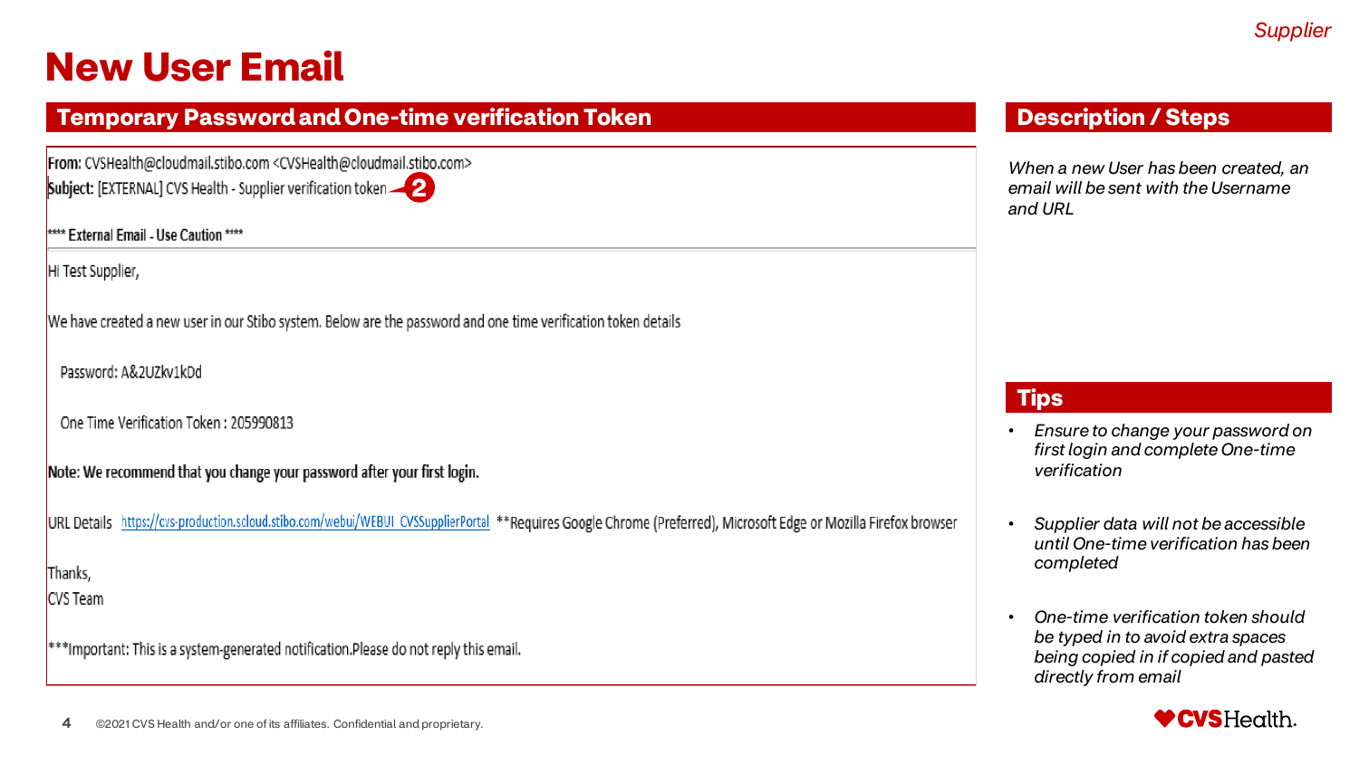Supplier

# New User Email

## Temporary Password and One-time verification Token

**From:** CVSHealth@cloudmail.stibo.com <CVSHealth@cloudmail.stibo.com>
**Subject:** [EXTERNAL] CVS Health - Supplier verification token ❷

**\*\*\*\* External Email - Use Caution \*\*\*\***

Hi Test Supplier,

We have created a new user in our Stibo system. Below are the password and one time verification token details

Password: A&2UZkv1kDd

One Time Verification Token : 205990813

**Note: We recommend that you change your password after your first login.**

URL Details https://cvs-production.scloud.stibo.com/webui/WEBUI_CVSSupplierPortal **Requires Google Chrome (Preferred), Microsoft Edge or Mozilla Firefox browser

Thanks,
CVS Team

***Important: This is a system-generated notification.Please do not reply this email.

## Description / Steps

*When a new User has been created, an email will be sent with the Username and URL*

## Tips

- *Ensure to change your password on first login and complete One-time verification*
- *Supplier data will not be accessible until One-time verification has been completed*
- *One-time verification token should be typed in to avoid extra spaces being copied in if copied and pasted directly from email*

©2021 CVS Health and/or one of its affiliates. Confidential and proprietary.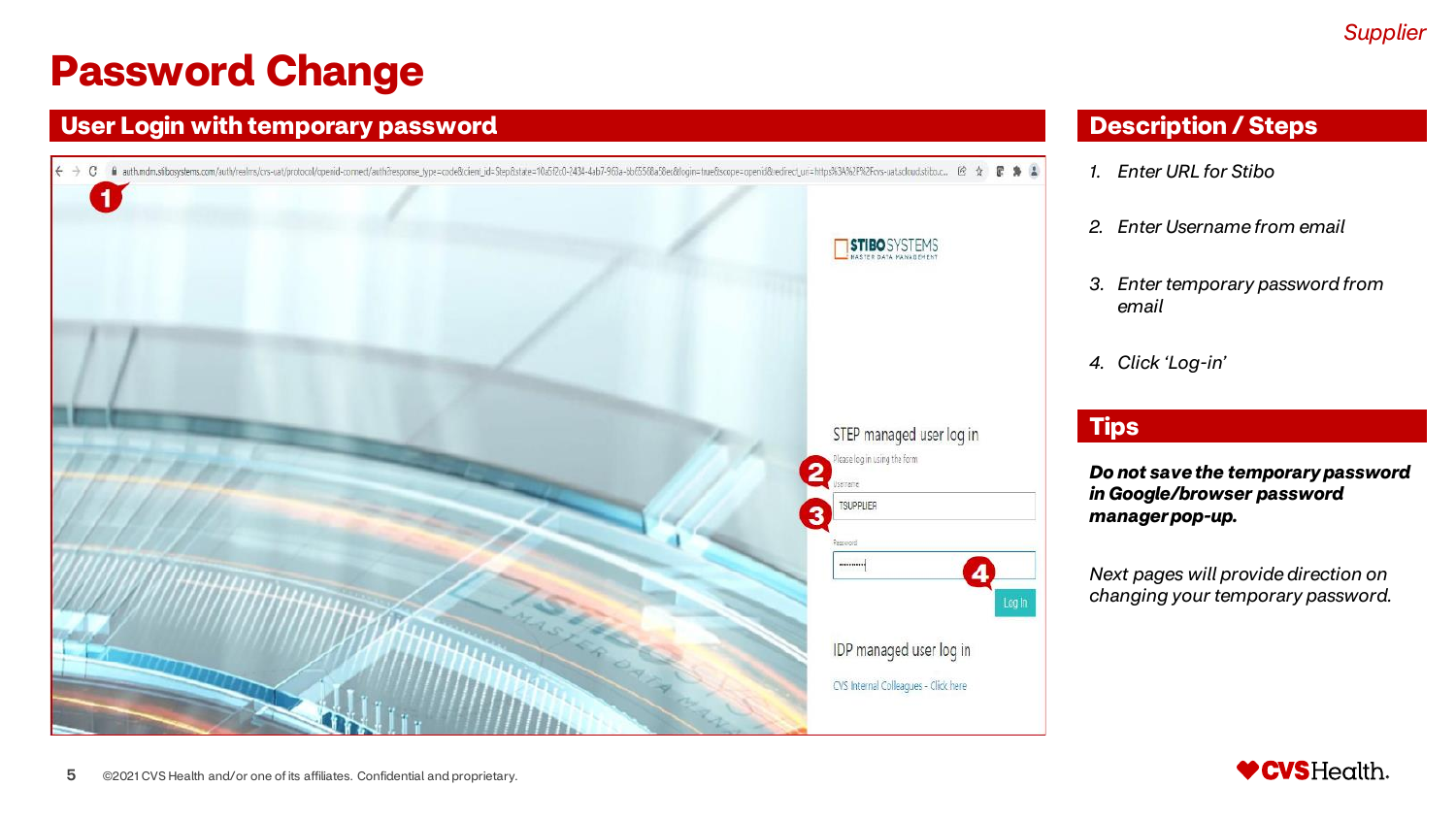Supplier

# Password Change

## User Login with temporary password

## Description / Steps

1. *Enter URL for Stibo*
2. *Enter Username from email*
3. *Enter temporary password from email*
4. *Click 'Log-in'*

## Tips

***Do not save the temporary password in Google/browser password manager pop-up.***

*Next pages will provide direction on changing your temporary password.*

©2021 CVS Health and/or one of its affiliates. Confidential and proprietary.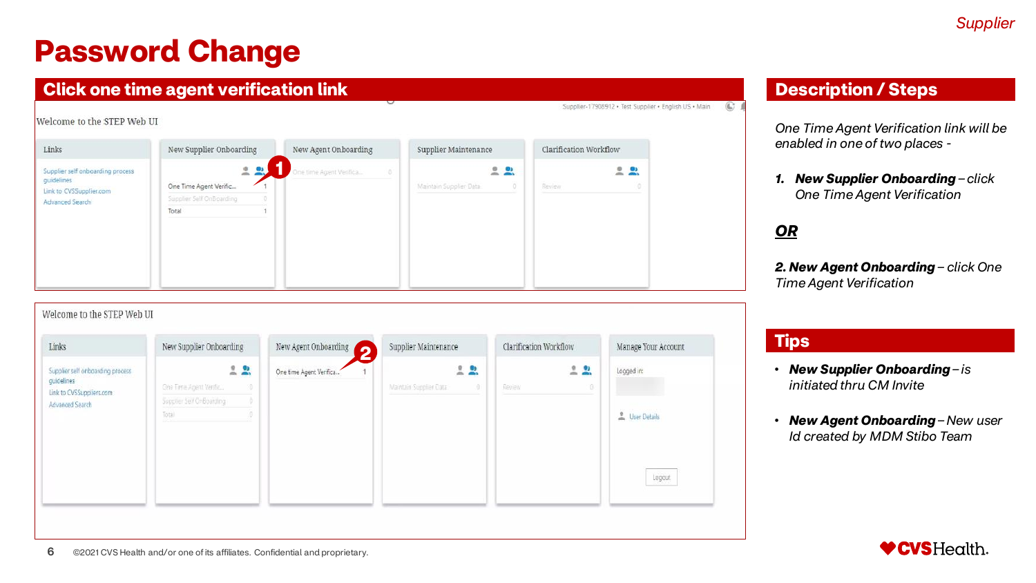Supplier

# Password Change

## Click one time agent verification link

Welcome to the STEP Web UI

| Links | New Supplier Onboarding | New Agent Onboarding | Supplier Maintenance | Clarification Workflow |
|---|---|---|---|---|
| Supplier self onboarding process guidelines | One Time Agent Verific... 1 | One time Agent Verifica... 0 | Maintain Supplier Data 0 | Review 0 |
| Link to CVSSupplier.com | Supplier Self OnBoarding 0 | | | |
| Advanced Search | Total 1 | | | |

Welcome to the STEP Web UI

| Links | New Supplier Onboarding | New Agent Onboarding | Supplier Maintenance | Clarification Workflow | Manage Your Account |
|---|---|---|---|---|---|
| Supplier self onboarding process guidelines | One Time Agent Verific... 0 | One time Agent Verifica... 1 | Maintain Supplier Data 0 | Review 0 | Logged in: |
| Link to CVSSuppliers.com | Supplier Self OnBoarding 0 | | | | User Details |
| Advanced Search | Total 0 | | | | Logout |

## Description / Steps

*One Time Agent Verification link will be enabled in one of two places -*

1. ***New Supplier Onboarding** – click One Time Agent Verification*

***OR***

2. ***New Agent Onboarding** – click One Time Agent Verification*

## Tips

- ***New Supplier Onboarding** – is initiated thru CM Invite*
- ***New Agent Onboarding** – New user Id created by MDM Stibo Team*

©2021 CVS Health and/or one of its affiliates. Confidential and proprietary.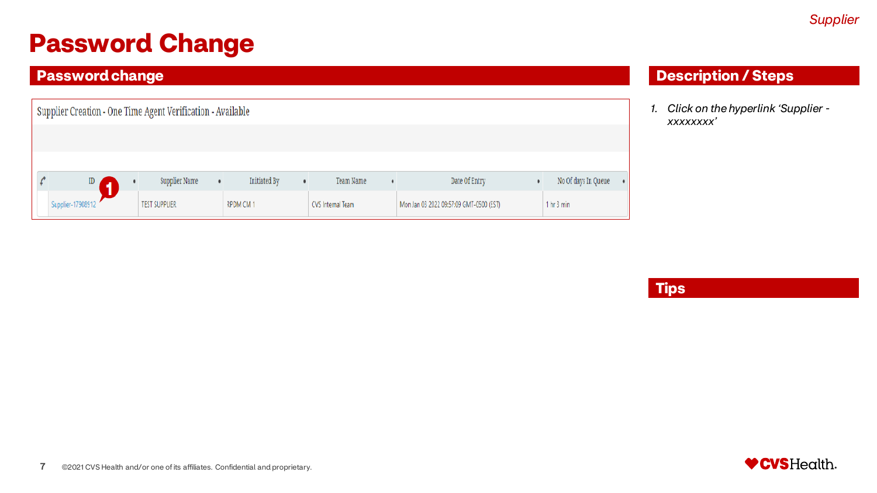Supplier

# Password Change

## Password change

Supplier Creation - One Time Agent Verification - Available

| ID | Supplier Name | Initiated By | Team Name | Date Of Entry | No Of days In Queue |
|---|---|---|---|---|---|
| Supplier-17908912 | TEST SUPPLIER | RPDM CM 1 | CVS Internal Team | Mon Jan 03 2022 09:57:09 GMT-0500 (EST) | 1 hr 3 min |

## Description / Steps

1. *Click on the hyperlink 'Supplier - xxxxxxxx'*

## Tips

©2021 CVS Health and/or one of its affiliates. Confidential and proprietary.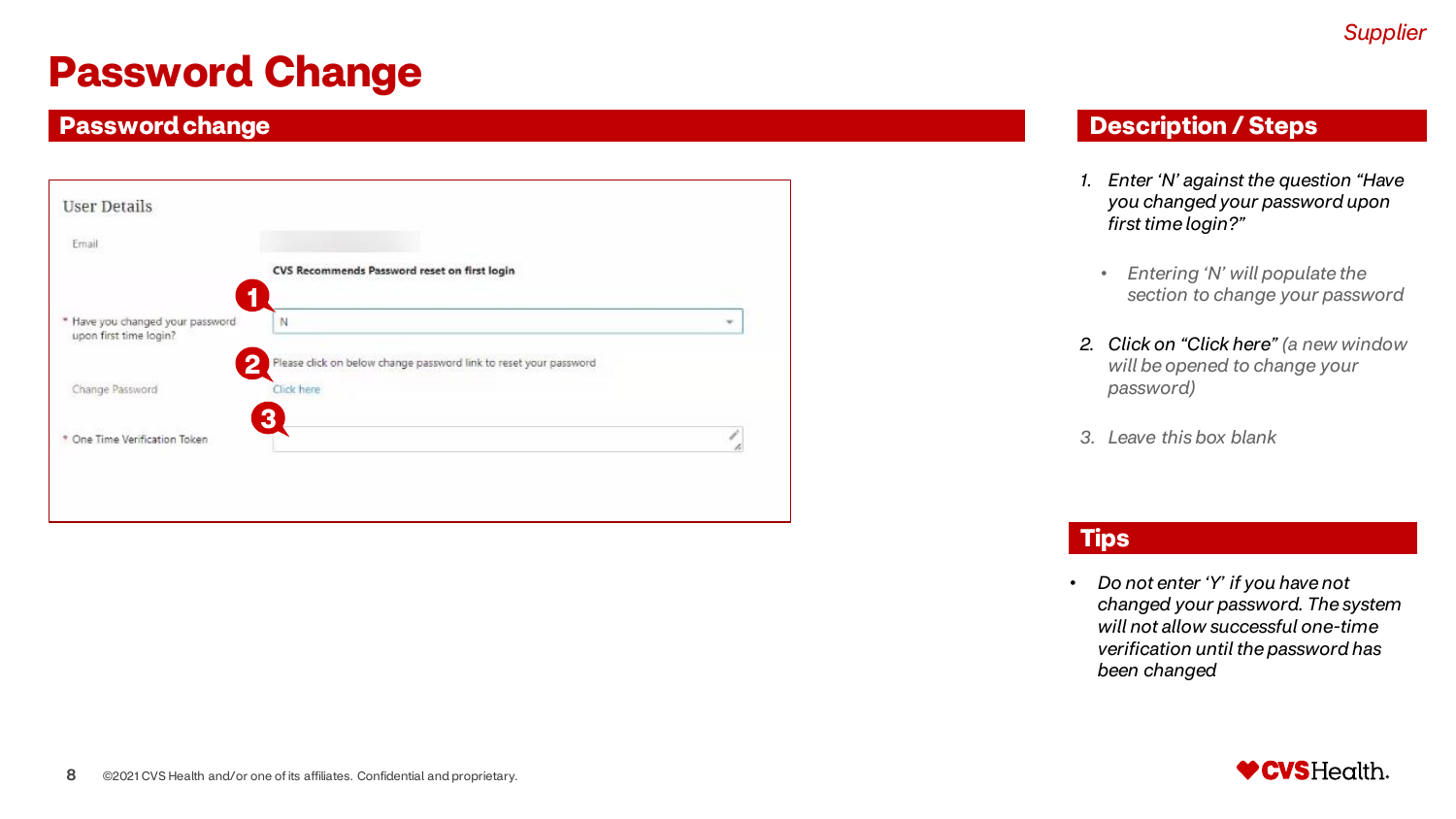Supplier

# Password Change

## Password change

User Details

Email

CVS Recommends Password reset on first login

1

* Have you changed your password upon first time login? N

2

Please click on below change password link to reset your password

Change Password Click here

3

* One Time Verification Token

## Description / Steps

1. Enter 'N' against the question "Have you changed your password upon first time login?"
   - Entering 'N' will populate the section to change your password
2. Click on "Click here" (a new window will be opened to change your password)
3. Leave this box blank

## Tips

- Do not enter 'Y' if you have not changed your password. The system will not allow successful one-time verification until the password has been changed

©2021 CVS Health and/or one of its affiliates. Confidential and proprietary.

CVSHealth.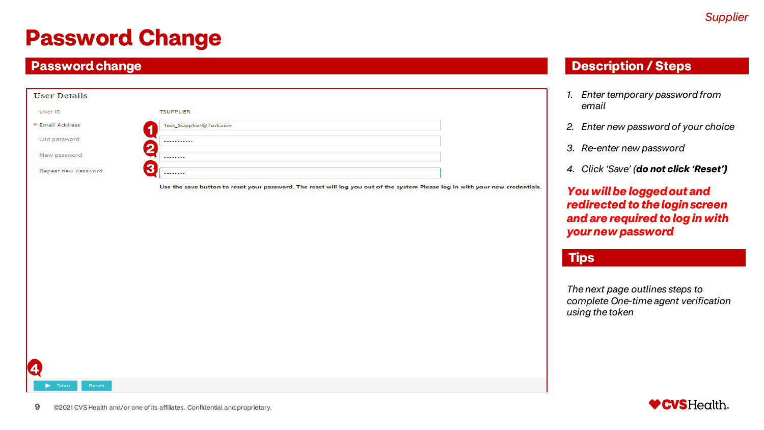Supplier

# Password Change

## Password change

**User Details**

| | |
|---|---|
| User ID | TSUPPLIER |
| * Email Address | Test_Supplier@Test.com |
| Old password | ••••••••••• |
| New password | •••••••• |
| Repeat new password | •••••••• |

Use the save button to reset your password. The reset will log you out of the system Please log in with your new credentials.

Save | Reset

## Description / Steps

1. *Enter temporary password from email*
2. *Enter new password of your choice*
3. *Re-enter new password*
4. *Click 'Save' (**do not click 'Reset'**)*

***You will be logged out and redirected to the login screen and are required to log in with your new password***

## Tips

*The next page outlines steps to complete One-time agent verification using the token*

©2021 CVS Health and/or one of its affiliates. Confidential and proprietary.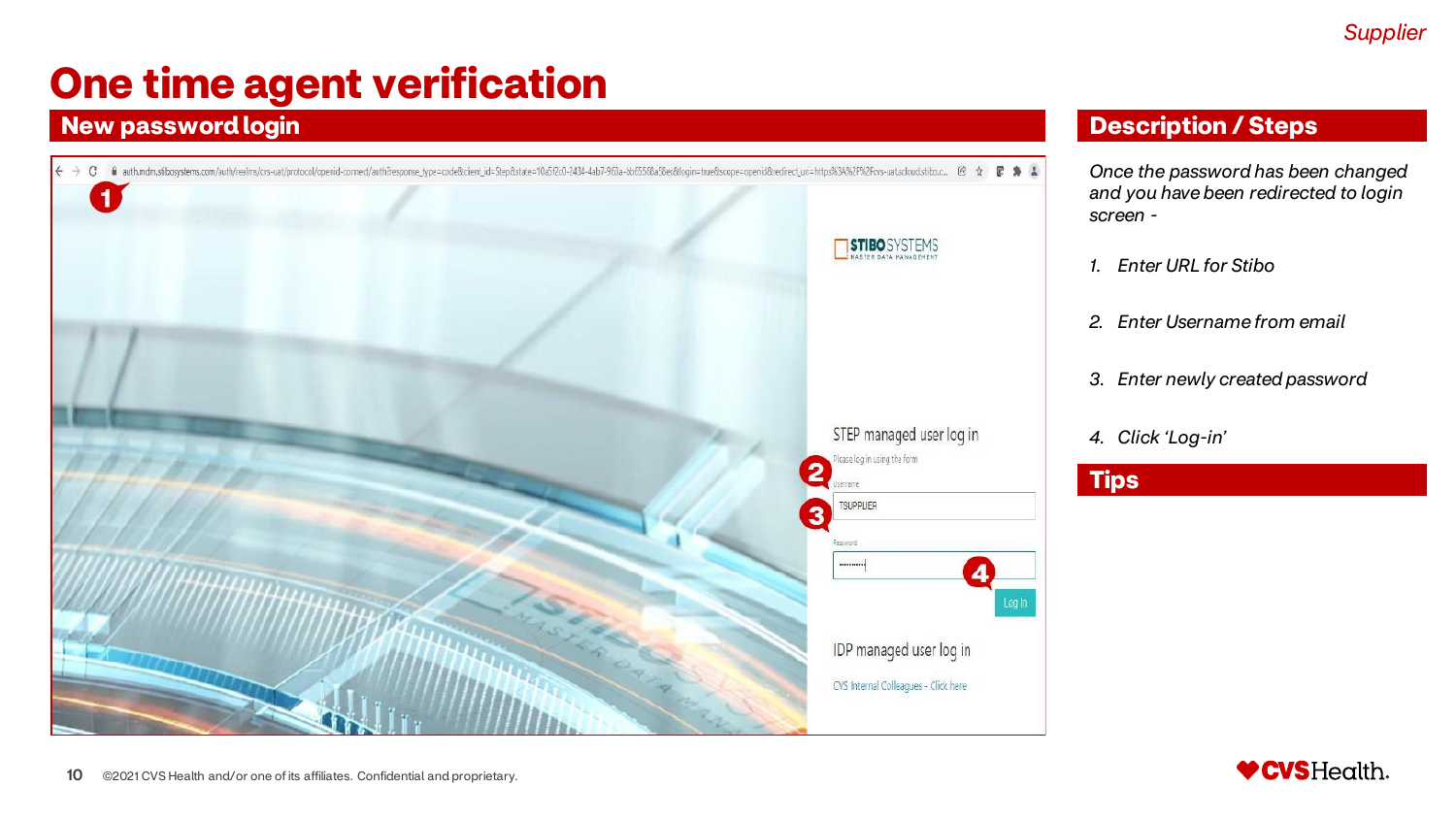Supplier

# One time agent verification

## New password login

## Description / Steps

*Once the password has been changed and you have been redirected to login screen -*

1. *Enter URL for Stibo*
2. *Enter Username from email*
3. *Enter newly created password*
4. *Click 'Log-in'*

## Tips

©2021 CVS Health and/or one of its affiliates. Confidential and proprietary.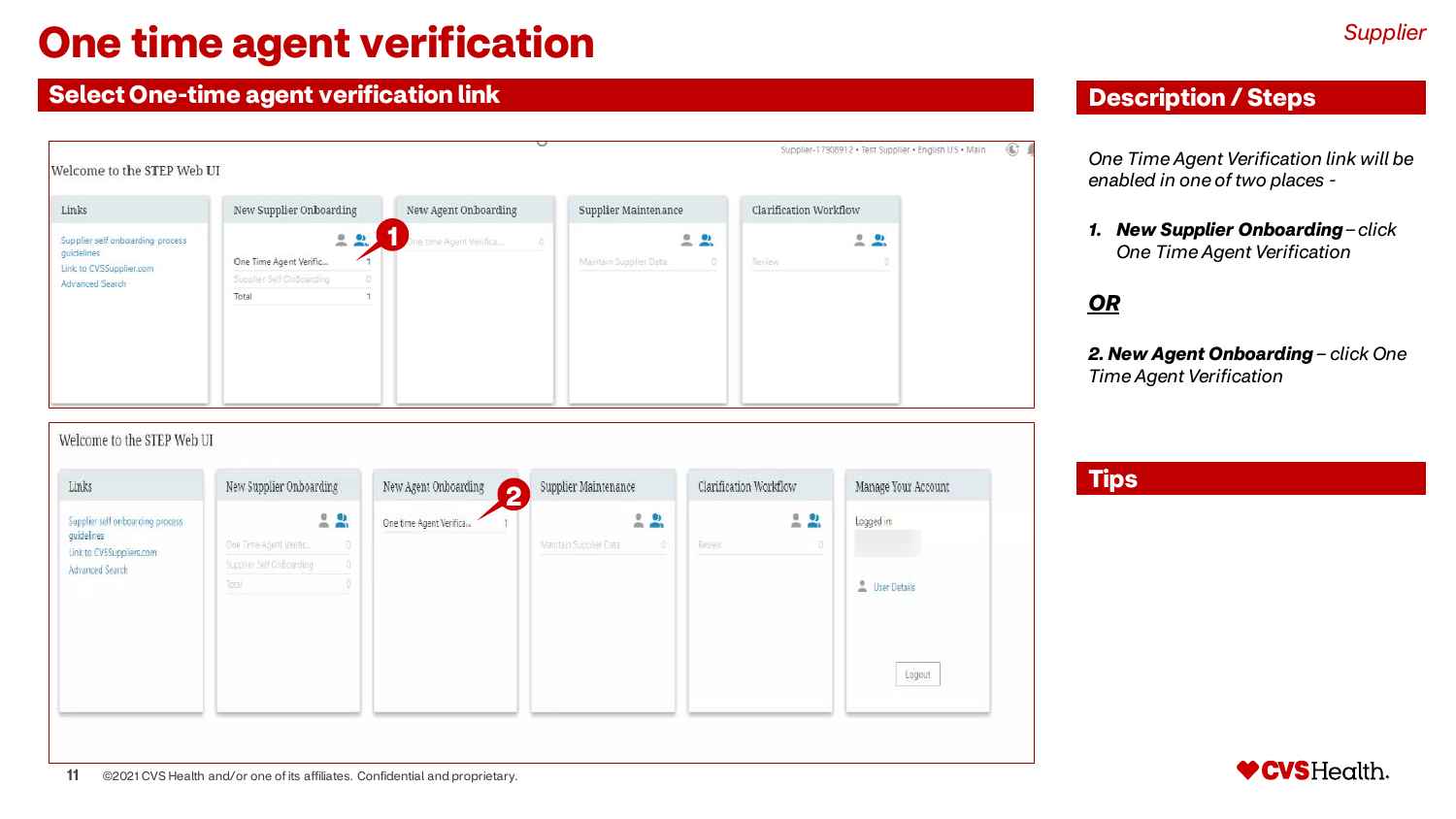# One time agent verification

*Supplier*

## Select One-time agent verification link

Welcome to the STEP Web UI

| Links | New Supplier Onboarding | New Agent Onboarding | Supplier Maintenance | Clarification Workflow |
|---|---|---|---|---|
| Supplier self onboarding process guidelines | One Time Agent Verific... 1 | One time Agent Verifica... 0 | Maintain Supplier Data 0 | Review 0 |
| Link to CVSSupplier.com | Supplier Self OnBoarding 0 | | | |
| Advanced Search | Total 1 | | | |

1

Welcome to the STEP Web UI

| Links | New Supplier Onboarding | New Agent Onboarding | Supplier Maintenance | Clarification Workflow | Manage Your Account |
|---|---|---|---|---|---|
| Supplier self onboarding process guidelines | One Time Agent Verific... 0 | One time Agent Verifica... 1 | Maintain Supplier Data 0 | Review 0 | Logged in: |
| Link to CVSSuppliers.com | Supplier Self OnBoarding 0 | | | | User Details |
| Advanced Search | Total 0 | | | | Logout |

2

## Description / Steps

*One Time Agent Verification link will be enabled in one of two places -*

1. ***New Supplier Onboarding** – click One Time Agent Verification*

***<u>OR</u>***

*2. **New Agent Onboarding** – click One Time Agent Verification*

## Tips

©2021 CVS Health and/or one of its affiliates. Confidential and proprietary.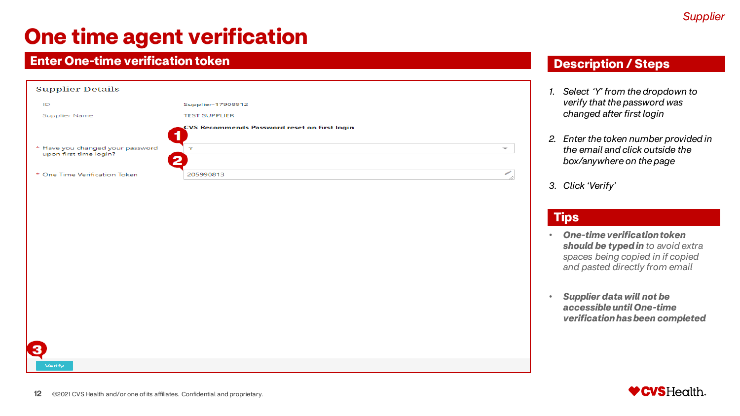# One time agent verification

## Enter One-time verification token

Supplier Details

| | |
|---|---|
| ID | Supplier-17908912 |
| Supplier Name | TEST SUPPLIER |
| | CVS Recommends Password reset on first login |
| * Have you changed your password upon first time login? | Y |
| * One Time Verification Token | 205990813 |

Verify

## Description / Steps

1. *Select 'Y' from the dropdown to verify that the password was changed after first login*
2. *Enter the token number provided in the email and click outside the box/anywhere on the page*
3. *Click 'Verify'*

## Tips

- ***One-time verification token should be typed in*** *to avoid extra spaces being copied in if copied and pasted directly from email*
- ***Supplier data will not be accessible until One-time verification has been completed***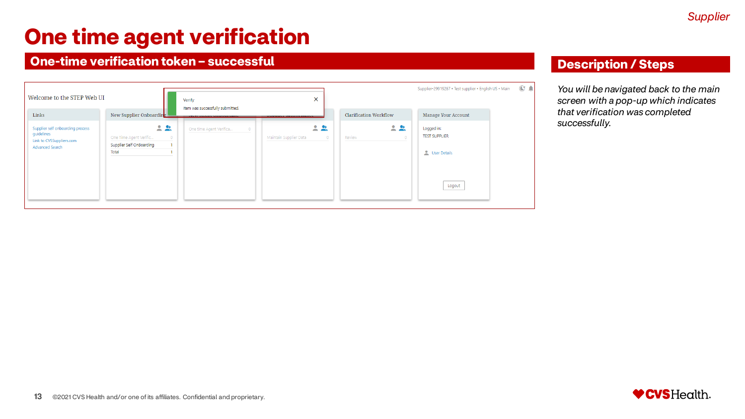Supplier

# One time agent verification

## One-time verification token – successful

Welcome to the STEP Web UI

Verify

Item was successfully submitted.

Supplier-29919287 • Test supplier • English US • Main

**Links**

Supplier self onboarding process guidelines
Link to CVSSuppliers.com
Advanced Search

**New Supplier Onboarding**

| | |
|---|---|
| One Time Agent Verific... | 0 |
| Supplier Self OnBoarding | 1 |
| Total | 1 |

| | |
|---|---|
| One time Agent Verifica... | 0 |

| | |
|---|---|
| Maintain Supplier Data | 0 |

**Clarification Workflow**

| | |
|---|---|
| Review | 0 |

**Manage Your Account**

Logged in:
TEST SUPPLIER

User Details

Logout

## Description / Steps

*You will be navigated back to the main screen with a pop-up which indicates that verification was completed successfully.*

©2021 CVS Health and/or one of its affiliates. Confidential and proprietary.